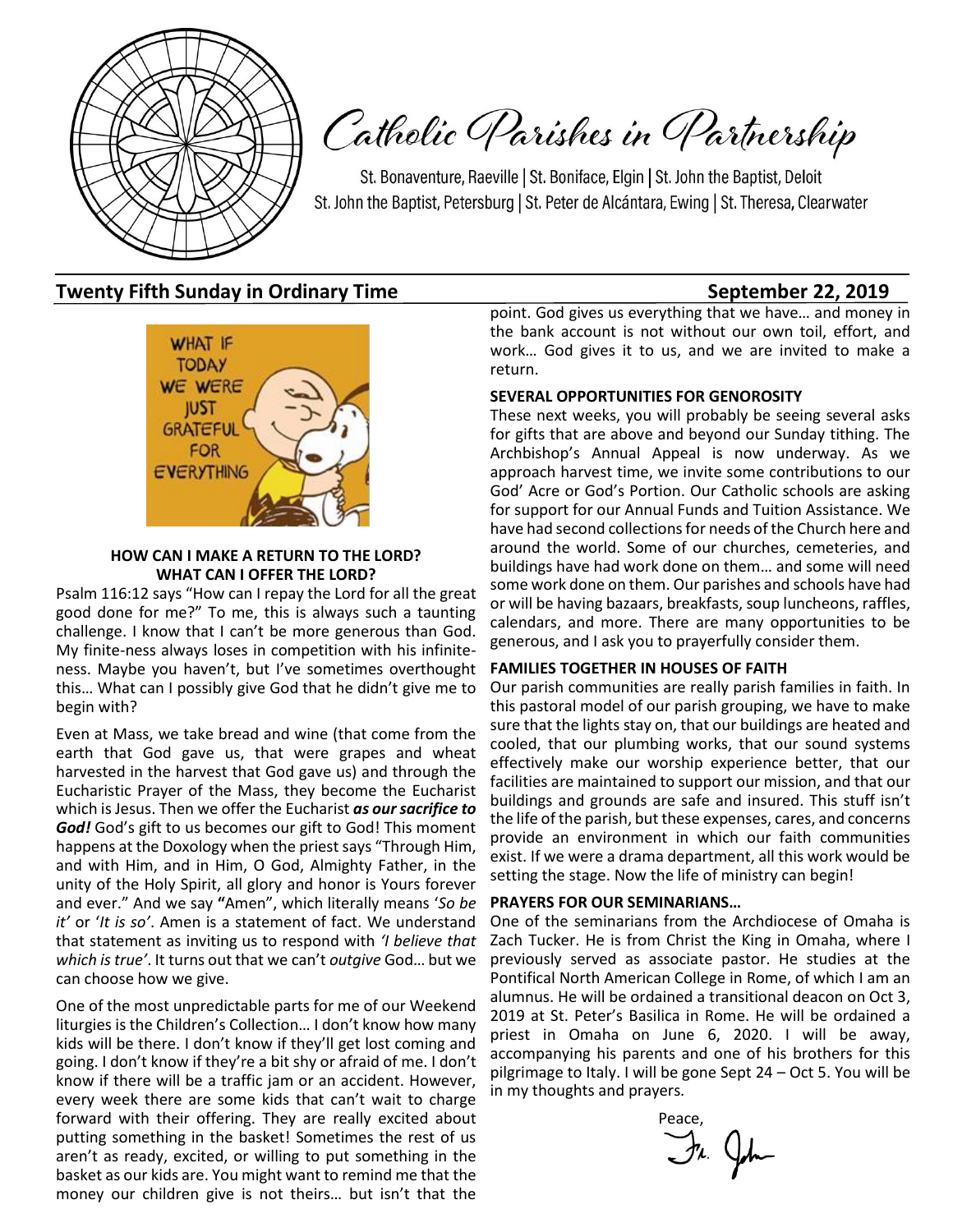# Catholic Parishes in Partnership

St. Bonaventure, Raeville | St. Boniface, Elgin | St. John the Baptist, Deloit
St. John the Baptist, Petersburg | St. Peter de Alcántara, Ewing | St. Theresa, Clearwater

## Twenty Fifth Sunday in Ordinary Time — September 22, 2019

WHAT IF TODAY WE WERE JUST GRATEFUL FOR EVERYTHING

### HOW CAN I MAKE A RETURN TO THE LORD? WHAT CAN I OFFER THE LORD?

Psalm 116:12 says "How can I repay the Lord for all the great good done for me?" To me, this is always such a taunting challenge. I know that I can't be more generous than God. My finite-ness always loses in competition with his infinite-ness. Maybe you haven't, but I've sometimes overthought this… What can I possibly give God that he didn't give me to begin with?

Even at Mass, we take bread and wine (that come from the earth that God gave us, that were grapes and wheat harvested in the harvest that God gave us) and through the Eucharistic Prayer of the Mass, they become the Eucharist which is Jesus. Then we offer the Eucharist ***as our sacrifice to God!*** God's gift to us becomes our gift to God! This moment happens at the Doxology when the priest says "Through Him, and with Him, and in Him, O God, Almighty Father, in the unity of the Holy Spirit, all glory and honor is Yours forever and ever." And we say **"**Amen", which literally means '*So be it'* or '*It is so'*. Amen is a statement of fact. We understand that statement as inviting us to respond with *'I believe that which is true'*. It turns out that we can't *outgive* God… but we can choose how we give.

One of the most unpredictable parts for me of our Weekend liturgies is the Children's Collection… I don't know how many kids will be there. I don't know if they'll get lost coming and going. I don't know if they're a bit shy or afraid of me. I don't know if there will be a traffic jam or an accident. However, every week there are some kids that can't wait to charge forward with their offering. They are really excited about putting something in the basket! Sometimes the rest of us aren't as ready, excited, or willing to put something in the basket as our kids are. You might want to remind me that the money our children give is not theirs… but isn't that the point. God gives us everything that we have… and money in the bank account is not without our own toil, effort, and work… God gives it to us, and we are invited to make a return.

### SEVERAL OPPORTUNITIES FOR GENEROSITY

These next weeks, you will probably be seeing several asks for gifts that are above and beyond our Sunday tithing. The Archbishop's Annual Appeal is now underway. As we approach harvest time, we invite some contributions to our God' Acre or God's Portion. Our Catholic schools are asking for support for our Annual Funds and Tuition Assistance. We have had second collections for needs of the Church here and around the world. Some of our churches, cemeteries, and buildings have had work done on them… and some will need some work done on them. Our parishes and schools have had or will be having bazaars, breakfasts, soup luncheons, raffles, calendars, and more. There are many opportunities to be generous, and I ask you to prayerfully consider them.

### FAMILIES TOGETHER IN HOUSES OF FAITH

Our parish communities are really parish families in faith. In this pastoral model of our parish grouping, we have to make sure that the lights stay on, that our buildings are heated and cooled, that our plumbing works, that our sound systems effectively make our worship experience better, that our facilities are maintained to support our mission, and that our buildings and grounds are safe and insured. This stuff isn't the life of the parish, but these expenses, cares, and concerns provide an environment in which our faith communities exist. If we were a drama department, all this work would be setting the stage. Now the life of ministry can begin!

### PRAYERS FOR OUR SEMINARIANS…

One of the seminarians from the Archdiocese of Omaha is Zach Tucker. He is from Christ the King in Omaha, where I previously served as associate pastor. He studies at the Pontifical North American College in Rome, of which I am an alumnus. He will be ordained a transitional deacon on Oct 3, 2019 at St. Peter's Basilica in Rome. He will be ordained a priest in Omaha on June 6, 2020. I will be away, accompanying his parents and one of his brothers for this pilgrimage to Italy. I will be gone Sept 24 – Oct 5. You will be in my thoughts and prayers.

Peace,

Fr. John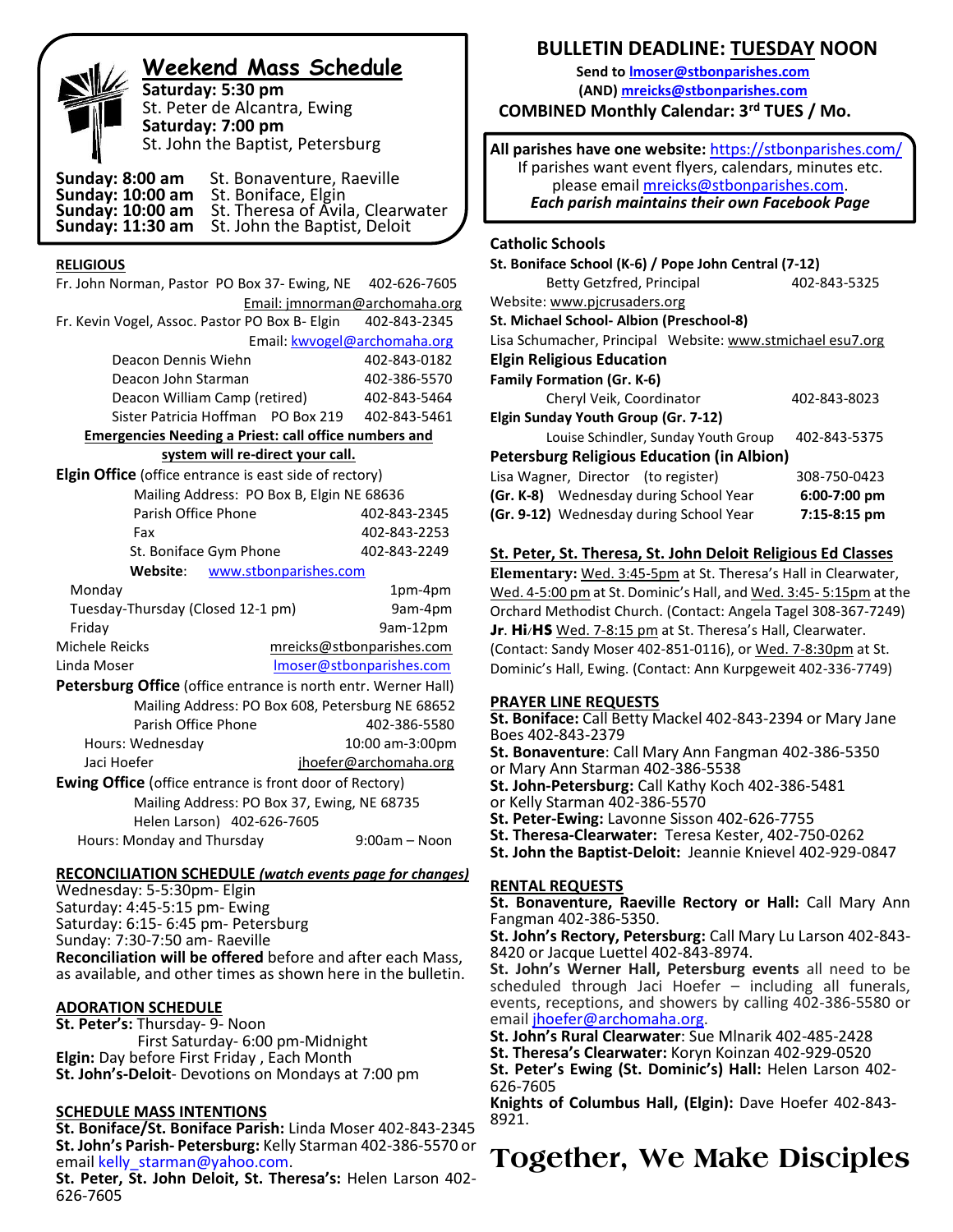## Weekend Mass Schedule

**Saturday: 5:30 pm**
St. Peter de Alcantra, Ewing
**Saturday: 7:00 pm**
St. John the Baptist, Petersburg

**Sunday: 8:00 am** St. Bonaventure, Raeville
**Sunday: 10:00 am** St. Boniface, Elgin
**Sunday: 10:00 am** St. Theresa of Avila, Clearwater
**Sunday: 11:30 am** St. John the Baptist, Deloit

### RELIGIOUS

Fr. John Norman, Pastor PO Box 37- Ewing, NE 402-626-7605
Email: jmnorman@archomaha.org
Fr. Kevin Vogel, Assoc. Pastor PO Box B- Elgin 402-843-2345
Email: kwvogel@archomaha.org

| | |
|---|---|
| Deacon Dennis Wiehn | 402-843-0182 |
| Deacon John Starman | 402-386-5570 |
| Deacon William Camp (retired) | 402-843-5464 |
| Sister Patricia Hoffman PO Box 219 | 402-843-5461 |

**Emergencies Needing a Priest: call office numbers and system will re-direct your call.**

**Elgin Office** (office entrance is east side of rectory)
Mailing Address: PO Box B, Elgin NE 68636

| | |
|---|---|
| Parish Office Phone | 402-843-2345 |
| Fax | 402-843-2253 |
| St. Boniface Gym Phone | 402-843-2249 |

**Website**: www.stbonparishes.com

| | |
|---|---|
| Monday | 1pm-4pm |
| Tuesday-Thursday (Closed 12-1 pm) | 9am-4pm |
| Friday | 9am-12pm |
| Michele Reicks | mreicks@stbonparishes.com |
| Linda Moser | lmoser@stbonparishes.com |

**Petersburg Office** (office entrance is north entr. Werner Hall)
Mailing Address: PO Box 608, Petersburg NE 68652
Parish Office Phone 402-386-5580
Hours: Wednesday 10:00 am-3:00pm
Jaci Hoefer jhoefer@archomaha.org

**Ewing Office** (office entrance is front door of Rectory)
Mailing Address: PO Box 37, Ewing, NE 68735
Helen Larson) 402-626-7605
Hours: Monday and Thursday 9:00am – Noon

### RECONCILIATION SCHEDULE *(watch events page for changes)*

Wednesday: 5-5:30pm- Elgin
Saturday: 4:45-5:15 pm- Ewing
Saturday: 6:15- 6:45 pm- Petersburg
Sunday: 7:30-7:50 am- Raeville
**Reconciliation will be offered** before and after each Mass, as available, and other times as shown here in the bulletin.

### ADORATION SCHEDULE

**St. Peter's:** Thursday- 9- Noon
First Saturday- 6:00 pm-Midnight
**Elgin:** Day before First Friday , Each Month
**St. John's-Deloit**- Devotions on Mondays at 7:00 pm

### SCHEDULE MASS INTENTIONS

**St. Boniface/St. Boniface Parish:** Linda Moser 402-843-2345
**St. John's Parish- Petersburg:** Kelly Starman 402-386-5570 or email kelly_starman@yahoo.com.
**St. Peter, St. John Deloit, St. Theresa's:** Helen Larson 402-626-7605

## BULLETIN DEADLINE: TUESDAY NOON

**Send to lmoser@stbonparishes.com**
**(AND) mreicks@stbonparishes.com**
**COMBINED Monthly Calendar: 3rd TUES / Mo.**

**All parishes have one website:** https://stbonparishes.com/
If parishes want event flyers, calendars, minutes etc. please email mreicks@stbonparishes.com.
***Each parish maintains their own Facebook Page***

### Catholic Schools

**St. Boniface School (K-6) / Pope John Central (7-12)**
Betty Getzfred, Principal 402-843-5325
Website: www.pjcrusaders.org
**St. Michael School- Albion (Preschool-8)**
Lisa Schumacher, Principal Website: www.stmichael esu7.org
**Elgin Religious Education**
**Family Formation (Gr. K-6)**
Cheryl Veik, Coordinator 402-843-8023
**Elgin Sunday Youth Group (Gr. 7-12)**
Louise Schindler, Sunday Youth Group 402-843-5375
**Petersburg Religious Education (in Albion)**
Lisa Wagner, Director (to register) 308-750-0423
**(Gr. K-8)** Wednesday during School Year **6:00-7:00 pm**
**(Gr. 9-12)** Wednesday during School Year **7:15-8:15 pm**

### St. Peter, St. Theresa, St. John Deloit Religious Ed Classes

**Elementary:** Wed. 3:45-5pm at St. Theresa's Hall in Clearwater, Wed. 4-5:00 pm at St. Dominic's Hall, and Wed. 3:45- 5:15pm at the Orchard Methodist Church. (Contact: Angela Tagel 308-367-7249)
**Jr. Hi/HS** Wed. 7-8:15 pm at St. Theresa's Hall, Clearwater. (Contact: Sandy Moser 402-851-0116), or Wed. 7-8:30pm at St. Dominic's Hall, Ewing. (Contact: Ann Kurpgeweit 402-336-7749)

### PRAYER LINE REQUESTS

**St. Boniface:** Call Betty Mackel 402-843-2394 or Mary Jane Boes 402-843-2379
**St. Bonaventure**: Call Mary Ann Fangman 402-386-5350 or Mary Ann Starman 402-386-5538
**St. John-Petersburg:** Call Kathy Koch 402-386-5481 or Kelly Starman 402-386-5570
**St. Peter-Ewing:** Lavonne Sisson 402-626-7755
**St. Theresa-Clearwater:** Teresa Kester, 402-750-0262
**St. John the Baptist-Deloit:** Jeannie Knievel 402-929-0847

### RENTAL REQUESTS

**St. Bonaventure, Raeville Rectory or Hall:** Call Mary Ann Fangman 402-386-5350.
**St. John's Rectory, Petersburg:** Call Mary Lu Larson 402-843-8420 or Jacque Luettel 402-843-8974.
**St. John's Werner Hall, Petersburg events** all need to be scheduled through Jaci Hoefer – including all funerals, events, receptions, and showers by calling 402-386-5580 or email jhoefer@archomaha.org.
**St. John's Rural Clearwater**: Sue Mlnarik 402-485-2428
**St. Theresa's Clearwater:** Koryn Koinzan 402-929-0520
**St. Peter's Ewing (St. Dominic's) Hall:** Helen Larson 402-626-7605
**Knights of Columbus Hall, (Elgin):** Dave Hoefer 402-843-8921.

# Together, We Make Disciples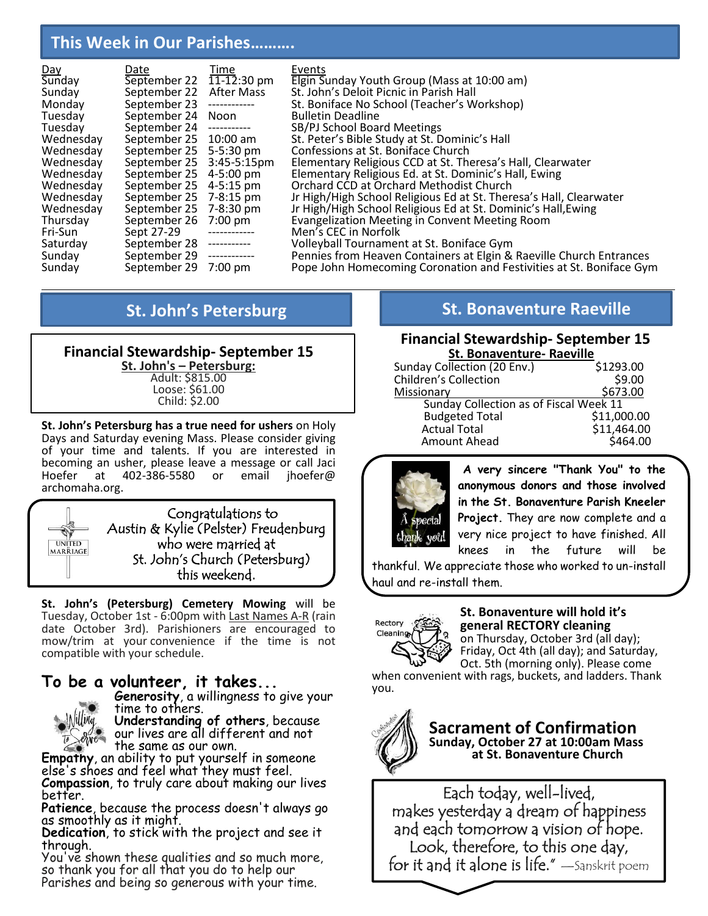## This Week in Our Parishes……….

| Day | Date | Time | Events |
|---|---|---|---|
| Sunday | September 22 | 11-12:30 pm | Elgin Sunday Youth Group (Mass at 10:00 am) |
| Sunday | September 22 | After Mass | St. John's Deloit Picnic in Parish Hall |
| Monday | September 23 | ------------ | St. Boniface No School (Teacher's Workshop) |
| Tuesday | September 24 | Noon | Bulletin Deadline |
| Tuesday | September 24 | ----------- | SB/PJ School Board Meetings |
| Wednesday | September 25 | 10:00 am | St. Peter's Bible Study at St. Dominic's Hall |
| Wednesday | September 25 | 5-5:30 pm | Confessions at St. Boniface Church |
| Wednesday | September 25 | 3:45-5:15pm | Elementary Religious CCD at St. Theresa's Hall, Clearwater |
| Wednesday | September 25 | 4-5:00 pm | Elementary Religious Ed. at St. Dominic's Hall, Ewing |
| Wednesday | September 25 | 4-5:15 pm | Orchard CCD at Orchard Methodist Church |
| Wednesday | September 25 | 7-8:15 pm | Jr High/High School Religious Ed at St. Theresa's Hall, Clearwater |
| Wednesday | September 25 | 7-8:30 pm | Jr High/High School Religious Ed at St. Dominic's Hall,Ewing |
| Thursday | September 26 | 7:00 pm | Evangelization Meeting in Convent Meeting Room |
| Fri-Sun | Sept 27-29 | ------------ | Men's CEC in Norfolk |
| Saturday | September 28 | ----------- | Volleyball Tournament at St. Boniface Gym |
| Sunday | September 29 | ------------ | Pennies from Heaven Containers at Elgin & Raeville Church Entrances |
| Sunday | September 29 | 7:00 pm | Pope John Homecoming Coronation and Festivities at St. Boniface Gym |

## St. John's Petersburg

### Financial Stewardship- September 15

**St. John's – Petersburg:**

Adult: $815.00
Loose: $61.00
Child: $2.00

**St. John's Petersburg has a true need for ushers** on Holy Days and Saturday evening Mass. Please consider giving of your time and talents. If you are interested in becoming an usher, please leave a message or call Jaci Hoefer at 402-386-5580 or email jhoefer@archomaha.org.

UNITED MARRIAGE

Congratulations to Austin & Kylie (Pelster) Freudenburg who were married at St. John's Church (Petersburg) this weekend.

**St. John's (Petersburg) Cemetery Mowing** will be Tuesday, October 1st - 6:00pm with Last Names A-R (rain date October 3rd). Parishioners are encouraged to mow/trim at your convenience if the time is not compatible with your schedule.

### To be a volunteer, it takes...

**Generosity**, a willingness to give your time to others.
**Understanding of others**, because our lives are all different and not the same as our own.
**Empathy**, an ability to put yourself in someone else's shoes and feel what they must feel.
**Compassion**, to truly care about making our lives better.
**Patience**, because the process doesn't always go as smoothly as it might.
**Dedication**, to stick with the project and see it through.
You've shown these qualities and so much more, so thank you for all that you do to help our Parishes and being so generous with your time.

## St. Bonaventure Raeville

### Financial Stewardship- September 15

**St. Bonaventure- Raeville**

| | |
|---|---|
| Sunday Collection (20 Env.) | $1293.00 |
| Children's Collection | $9.00 |
| Missionary | $673.00 |
| Sunday Collection as of Fiscal Week 11 | |
| Budgeted Total | $11,000.00 |
| Actual Total | $11,464.00 |
| Amount Ahead | $464.00 |

A special thank you!

**A very sincere "Thank You" to the anonymous donors and those involved in the St. Bonaventure Parish Kneeler Project.** They are now complete and a very nice project to have finished. All knees in the future will be thankful. We appreciate those who worked to un-install haul and re-install them.

**St. Bonaventure will hold it's general RECTORY cleaning** on Thursday, October 3rd (all day); Friday, Oct 4th (all day); and Saturday, Oct. 5th (morning only). Please come when convenient with rags, buckets, and ladders. Thank you.

### Sacrament of Confirmation
**Sunday, October 27 at 10:00am Mass at St. Bonaventure Church**

Each today, well-lived,
makes yesterday a dream of happiness
and each tomorrow a vision of hope.
Look, therefore, to this one day,
for it and it alone is life." —Sanskrit poem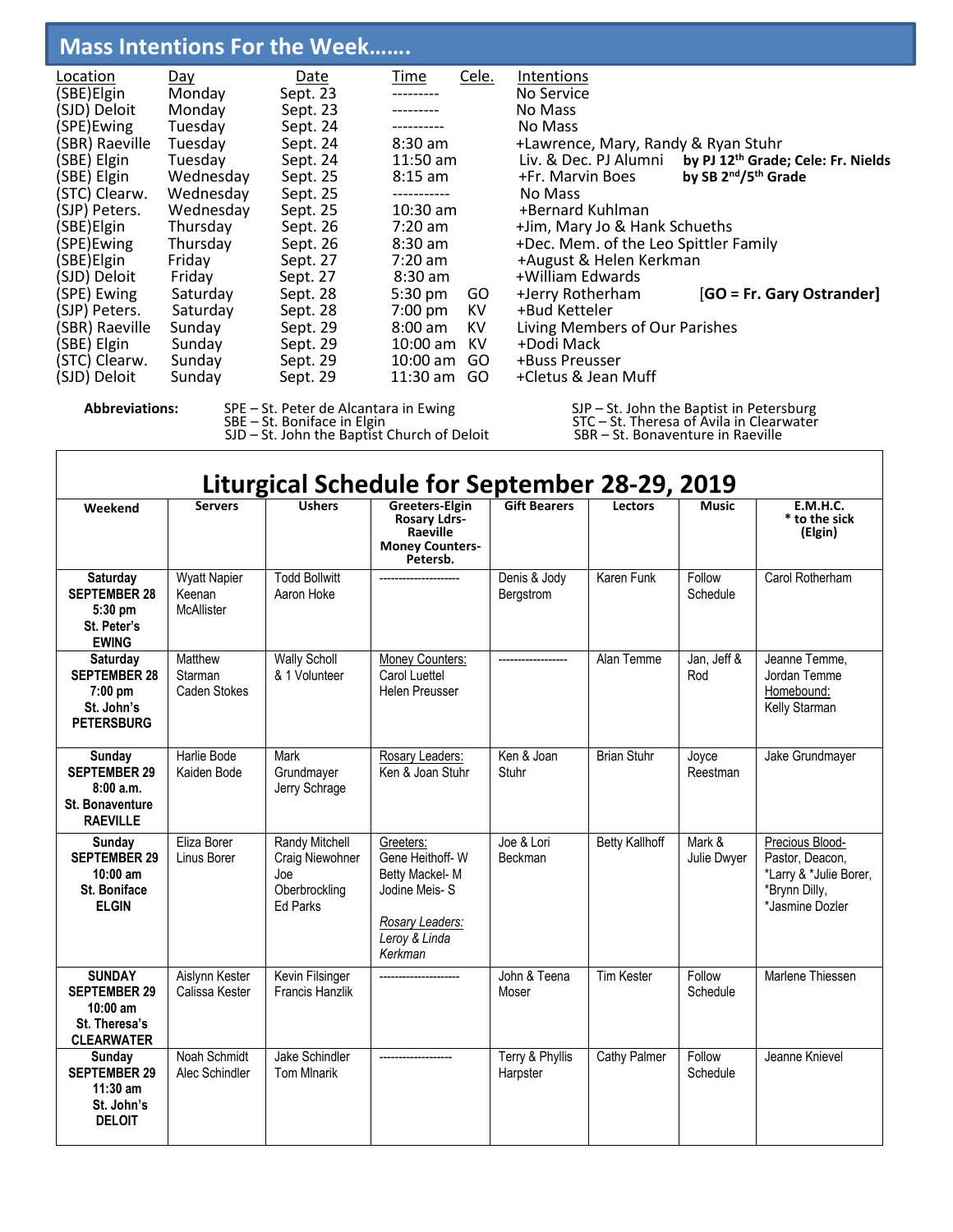## Mass Intentions For the Week…….

| Location | Day | Date | Time | Cele. | Intentions | |
|---|---|---|---|---|---|---|
| (SBE)Elgin | Monday | Sept. 23 | --------- | | No Service | |
| (SJD) Deloit | Monday | Sept. 23 | --------- | | No Mass | |
| (SPE)Ewing | Tuesday | Sept. 24 | ---------- | | No Mass | |
| (SBR) Raeville | Tuesday | Sept. 24 | 8:30 am | | +Lawrence, Mary, Randy & Ryan Stuhr | |
| (SBE) Elgin | Tuesday | Sept. 24 | 11:50 am | | Liv. & Dec. PJ Alumni | **by PJ 12th Grade; Cele: Fr. Nields** |
| (SBE) Elgin | Wednesday | Sept. 25 | 8:15 am | | +Fr. Marvin Boes | **by SB 2nd/5th Grade** |
| (STC) Clearw. | Wednesday | Sept. 25 | ----------- | | No Mass | |
| (SJP) Peters. | Wednesday | Sept. 25 | 10:30 am | | +Bernard Kuhlman | |
| (SBE)Elgin | Thursday | Sept. 26 | 7:20 am | | +Jim, Mary Jo & Hank Schueths | |
| (SPE)Ewing | Thursday | Sept. 26 | 8:30 am | | +Dec. Mem. of the Leo Spittler Family | |
| (SBE)Elgin | Friday | Sept. 27 | 7:20 am | | +August & Helen Kerkman | |
| (SJD) Deloit | Friday | Sept. 27 | 8:30 am | | +William Edwards | |
| (SPE) Ewing | Saturday | Sept. 28 | 5:30 pm | GO | +Jerry Rotherham | **[GO = Fr. Gary Ostrander]** |
| (SJP) Peters. | Saturday | Sept. 28 | 7:00 pm | KV | +Bud Ketteler | |
| (SBR) Raeville | Sunday | Sept. 29 | 8:00 am | KV | Living Members of Our Parishes | |
| (SBE) Elgin | Sunday | Sept. 29 | 10:00 am | KV | +Dodi Mack | |
| (STC) Clearw. | Sunday | Sept. 29 | 10:00 am | GO | +Buss Preusser | |
| (SJD) Deloit | Sunday | Sept. 29 | 11:30 am | GO | +Cletus & Jean Muff | |

**Abbreviations:**
SPE – St. Peter de Alcantara in Ewing
SBE – St. Boniface in Elgin
SJD – St. John the Baptist Church of Deloit
SJP – St. John the Baptist in Petersburg
STC – St. Theresa of Avila in Clearwater
SBR – St. Bonaventure in Raeville

## Liturgical Schedule for September 28-29, 2019

| Weekend | Servers | Ushers | Greeters-Elgin Rosary Ldrs-Raeville Money Counters-Petersb. | Gift Bearers | Lectors | Music | E.M.H.C. * to the sick (Elgin) |
|---|---|---|---|---|---|---|---|
| **Saturday SEPTEMBER 28 5:30 pm St. Peter's EWING** | Wyatt Napier Keenan McAllister | Todd Bollwitt Aaron Hoke | -------------------- | Denis & Jody Bergstrom | Karen Funk | Follow Schedule | Carol Rotherham |
| **Saturday SEPTEMBER 28 7:00 pm St. John's PETERSBURG** | Matthew Starman Caden Stokes | Wally Scholl & 1 Volunteer | Money Counters: Carol Luettel Helen Preusser | ----------------- | Alan Temme | Jan, Jeff & Rod | Jeanne Temme, Jordan Temme Homebound: Kelly Starman |
| **Sunday SEPTEMBER 29 8:00 a.m. St. Bonaventure RAEVILLE** | Harlie Bode Kaiden Bode | Mark Grundmayer Jerry Schrage | Rosary Leaders: Ken & Joan Stuhr | Ken & Joan Stuhr | Brian Stuhr | Joyce Reestman | Jake Grundmayer |
| **Sunday SEPTEMBER 29 10:00 am St. Boniface ELGIN** | Eliza Borer Linus Borer | Randy Mitchell Craig Niewohner Joe Oberbrockling Ed Parks | Greeters: Gene Heithoff- W Betty Mackel- M Jodine Meis- S *Rosary Leaders: Leroy & Linda Kerkman* | Joe & Lori Beckman | Betty Kallhoff | Mark & Julie Dwyer | Precious Blood- Pastor, Deacon, *Larry & *Julie Borer, *Brynn Dilly, *Jasmine Dozler |
| **SUNDAY SEPTEMBER 29 10:00 am St. Theresa's CLEARWATER** | Aislynn Kester Calissa Kester | Kevin Filsinger Francis Hanzlik | -------------------- | John & Teena Moser | Tim Kester | Follow Schedule | Marlene Thiessen |
| **Sunday SEPTEMBER 29 11:30 am St. John's DELOIT** | Noah Schmidt Alec Schindler | Jake Schindler Tom Mlnarik | ------------------ | Terry & Phyllis Harpster | Cathy Palmer | Follow Schedule | Jeanne Knievel |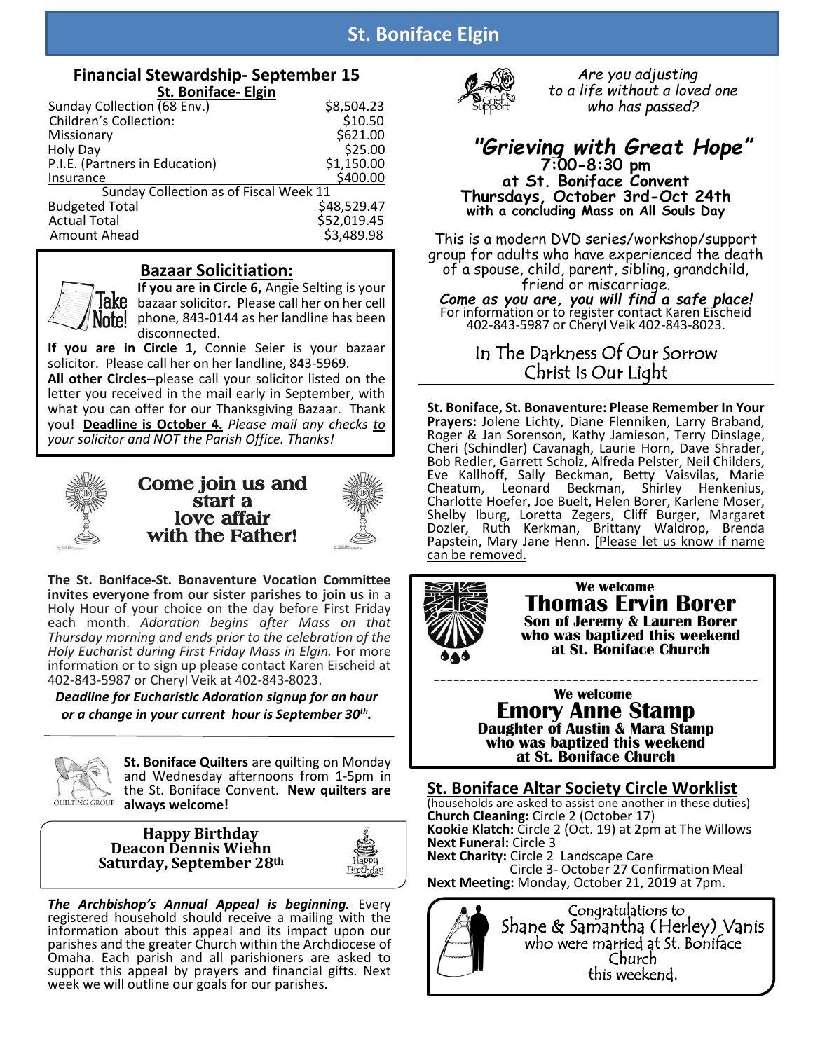# St. Boniface Elgin

## Financial Stewardship- September 15

**St. Boniface- Elgin**

| | |
|---|---|
| Sunday Collection (68 Env.) | $8,504.23 |
| Children's Collection: | $10.50 |
| Missionary | $621.00 |
| Holy Day | $25.00 |
| P.I.E. (Partners in Education) | $1,150.00 |
| Insurance | $400.00 |
| Sunday Collection as of Fiscal Week 11 | |
| Budgeted Total | $48,529.47 |
| Actual Total | $52,019.45 |
| Amount Ahead | $3,489.98 |

## Bazaar Solicitiation:

Take Note!

**If you are in Circle 6,** Angie Selting is your bazaar solicitor. Please call her on her cell phone, 843-0144 as her landline has been disconnected.

**If you are in Circle 1**, Connie Seier is your bazaar solicitor. Please call her on her landline, 843-5969.

**All other Circles--**please call your solicitor listed on the letter you received in the mail early in September, with what you can offer for our Thanksgiving Bazaar. Thank you! **Deadline is October 4.** *Please mail any checks to your solicitor and NOT the Parish Office. Thanks!*

## Come join us and start a love affair with the Father!

**The St. Boniface-St. Bonaventure Vocation Committee invites everyone from our sister parishes to join us** in a Holy Hour of your choice on the day before First Friday each month. *Adoration begins after Mass on that Thursday morning and ends prior to the celebration of the Holy Eucharist during First Friday Mass in Elgin.* For more information or to sign up please contact Karen Eischeid at 402-843-5987 or Cheryl Veik at 402-843-8023.

***Deadline for Eucharistic Adoration signup for an hour or a change in your current hour is September 30th.***

**St. Boniface Quilters** are quilting on Monday and Wednesday afternoons from 1-5pm in the St. Boniface Convent. **New quilters are always welcome!**

**Happy Birthday Deacon Dennis Wiehn Saturday, September 28th**

***The Archbishop's Annual Appeal is beginning.*** Every registered household should receive a mailing with the information about this appeal and its impact upon our parishes and the greater Church within the Archdiocese of Omaha. Each parish and all parishioners are asked to support this appeal by prayers and financial gifts. Next week we will outline our goals for our parishes.

*Are you adjusting to a life without a loved one who has passed?*

## *"Grieving with Great Hope"*

**7:00-8:30 pm**
**at St. Boniface Convent**
**Thursdays, October 3rd-Oct 24th**
**with a concluding Mass on All Souls Day**

This is a modern DVD series/workshop/support group for adults who have experienced the death of a spouse, child, parent, sibling, grandchild, friend or miscarriage.

***Come as you are, you will find a safe place!***
For information or to register contact Karen Eischeid 402-843-5987 or Cheryl Veik 402-843-8023.

In The Darkness Of Our Sorrow Christ Is Our Light

**St. Boniface, St. Bonaventure: Please Remember In Your Prayers:** Jolene Lichty, Diane Flenniken, Larry Braband, Roger & Jan Sorenson, Kathy Jamieson, Terry Dinslage, Cheri (Schindler) Cavanagh, Laurie Horn, Dave Shrader, Bob Redler, Garrett Scholz, Alfreda Pelster, Neil Childers, Eve Kallhoff, Sally Beckman, Betty Vaisvilas, Marie Cheatum, Leonard Beckman, Shirley Henkenius, Charlotte Hoefer, Joe Buelt, Helen Borer, Karlene Moser, Shelby Iburg, Loretta Zegers, Cliff Burger, Margaret Dozler, Ruth Kerkman, Brittany Waldrop, Brenda Papstein, Mary Jane Henn. [Please let us know if name can be removed.

**We welcome**
**Thomas Ervin Borer**
**Son of Jeremy & Lauren Borer who was baptized this weekend at St. Boniface Church**

**We welcome**
**Emory Anne Stamp**
**Daughter of Austin & Mara Stamp who was baptized this weekend at St. Boniface Church**

## St. Boniface Altar Society Circle Worklist

(households are asked to assist one another in these duties)

**Church Cleaning:** Circle 2 (October 17)
**Kookie Klatch:** Circle 2 (Oct. 19) at 2pm at The Willows
**Next Funeral:** Circle 3
**Next Charity:** Circle 2 Landscape Care
Circle 3- October 27 Confirmation Meal
**Next Meeting:** Monday, October 21, 2019 at 7pm.

Congratulations to Shane & Samantha (Herley) Vanis who were married at St. Boniface Church this weekend.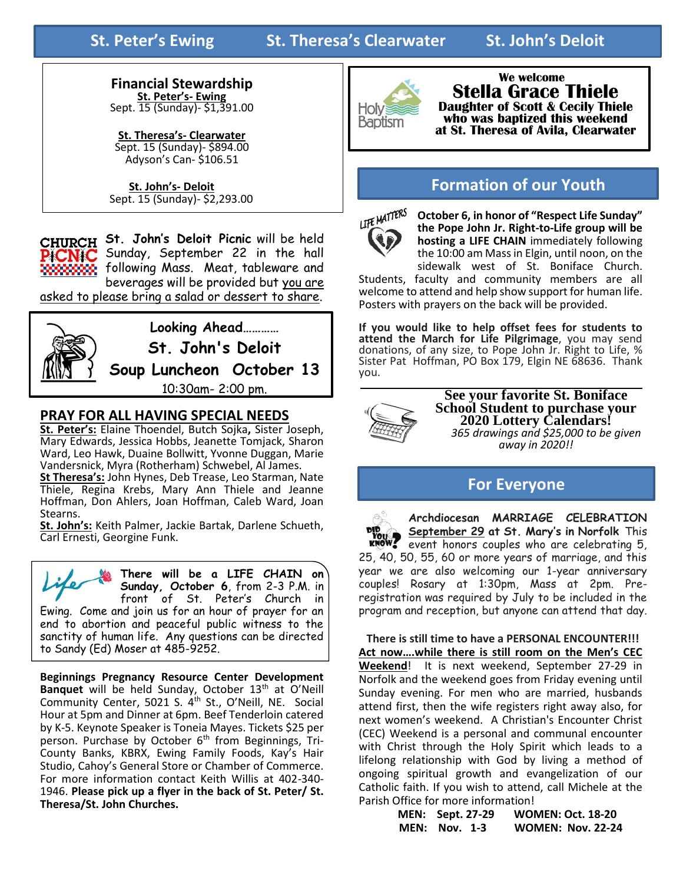## St. Peter's Ewing St. Theresa's Clearwater St. John's Deloit

### Financial Stewardship

**St. Peter's- Ewing**
Sept. 15 (Sunday)- $1,391.00

**St. Theresa's- Clearwater**
Sept. 15 (Sunday)- $894.00
Adyson's Can- $106.51

**St. John's- Deloit**
Sept. 15 (Sunday)- $2,293.00

**St. John's Deloit Picnic** will be held Sunday, September 22 in the hall following Mass. Meat, tableware and beverages will be provided but you are asked to please bring a salad or dessert to share.

**Looking Ahead…………**
**St. John's Deloit**
**Soup Luncheon October 13**
10:30am- 2:00 pm.

### PRAY FOR ALL HAVING SPECIAL NEEDS

**St. Peter's:** Elaine Thoendel, Butch Sojka, Sister Joseph, Mary Edwards, Jessica Hobbs, Jeanette Tomjack, Sharon Ward, Leo Hawk, Duaine Bollwitt, Yvonne Duggan, Marie Vandersnick, Myra (Rotherham) Schwebel, Al James.
**St Theresa's:** John Hynes, Deb Trease, Leo Starman, Nate Thiele, Regina Krebs, Mary Ann Thiele and Jeanne Hoffman, Don Ahlers, Joan Hoffman, Caleb Ward, Joan Stearns.
**St. John's:** Keith Palmer, Jackie Bartak, Darlene Schueth, Carl Ernesti, Georgine Funk.

**There will be a LIFE CHAIN on Sunday, October 6**, from 2-3 P.M. in front of St. Peter's Church in Ewing. Come and join us for an hour of prayer for an end to abortion and peaceful public witness to the sanctity of human life. Any questions can be directed to Sandy (Ed) Moser at 485-9252.

**Beginnings Pregnancy Resource Center Development Banquet** will be held Sunday, October 13th at O'Neill Community Center, 5021 S. 4th St., O'Neill, NE. Social Hour at 5pm and Dinner at 6pm. Beef Tenderloin catered by K-5. Keynote Speaker is Toneia Mayes. Tickets $25 per person. Purchase by October 6th from Beginnings, Tri-County Banks, KBRX, Ewing Family Foods, Kay's Hair Studio, Cahoy's General Store or Chamber of Commerce. For more information contact Keith Willis at 402-340-1946. **Please pick up a flyer in the back of St. Peter/ St. Theresa/St. John Churches.**

Holy Baptism

**We welcome**
**Stella Grace Thiele**
**Daughter of Scott & Cecily Thiele who was baptized this weekend at St. Theresa of Avila, Clearwater**

## Formation of our Youth

**October 6, in honor of "Respect Life Sunday" the Pope John Jr. Right-to-Life group will be hosting a LIFE CHAIN** immediately following the 10:00 am Mass in Elgin, until noon, on the sidewalk west of St. Boniface Church. Students, faculty and community members are all welcome to attend and help show support for human life. Posters with prayers on the back will be provided.

**If you would like to help offset fees for students to attend the March for Life Pilgrimage**, you may send donations, of any size, to Pope John Jr. Right to Life, % Sister Pat Hoffman, PO Box 179, Elgin NE 68636. Thank you.

**See your favorite St. Boniface School Student to purchase your 2020 Lottery Calendars!**
*365 drawings and $25,000 to be given away in 2020!!*

## For Everyone

**Archdiocesan MARRIAGE CELEBRATION** September 29 **at St. Mary's in Norfolk** This event honors couples who are celebrating 5, 25, 40, 50, 55, 60 or more years of marriage, and this year we are also welcoming our 1-year anniversary couples! Rosary at 1:30pm, Mass at 2pm. Pre-registration was required by July to be included in the program and reception, but anyone can attend that day.

**There is still time to have a PERSONAL ENCOUNTER!!!**
**Act now….while there is still room on the Men's CEC Weekend**! It is next weekend, September 27-29 in Norfolk and the weekend goes from Friday evening until Sunday evening. For men who are married, husbands attend first, then the wife registers right away also, for next women's weekend. A Christian's Encounter Christ (CEC) Weekend is a personal and communal encounter with Christ through the Holy Spirit which leads to a lifelong relationship with God by living a method of ongoing spiritual growth and evangelization of our Catholic faith. If you wish to attend, call Michele at the Parish Office for more information!

**MEN: Sept. 27-29 WOMEN: Oct. 18-20**
**MEN: Nov. 1-3 WOMEN: Nov. 22-24**